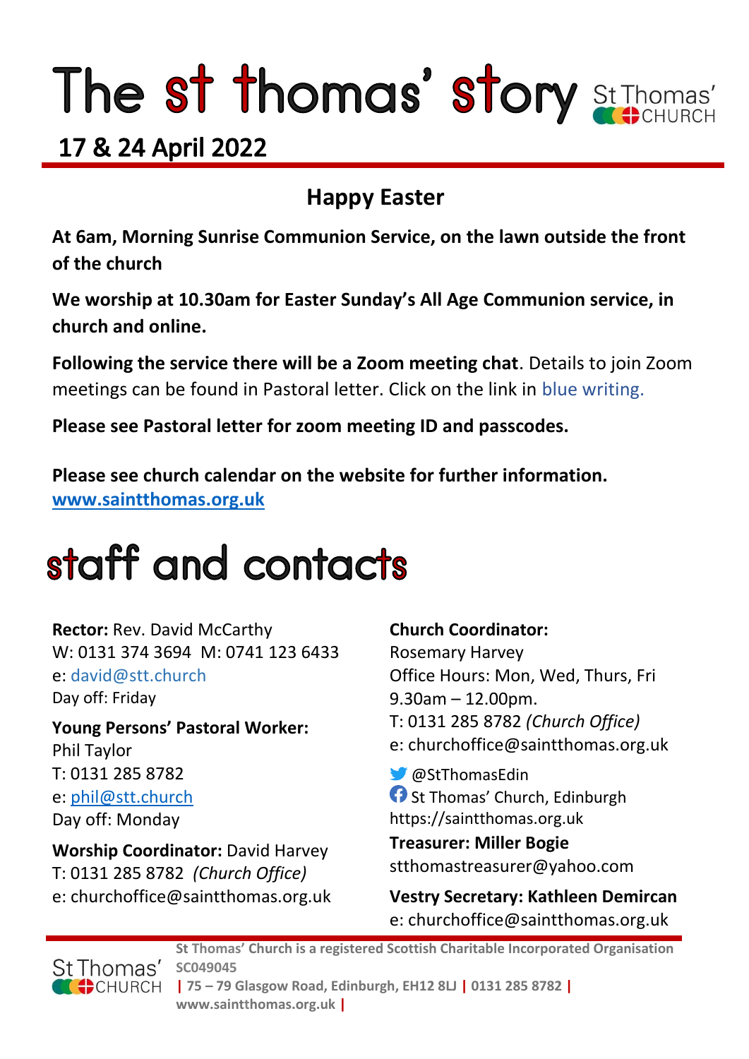# The st thomas' story

St Thomas' CHURCH

## 17 & 24 April 2022

### Happy Easter

**At 6am, Morning Sunrise Communion Service, on the lawn outside the front of the church**

**We worship at 10.30am for Easter Sunday's All Age Communion service, in church and online.**

**Following the service there will be a Zoom meeting chat**. Details to join Zoom meetings can be found in Pastoral letter. Click on the link in blue writing.

**Please see Pastoral letter for zoom meeting ID and passcodes.**

**Please see church calendar on the website for further information.**
**www.saintthomas.org.uk**

# staff and contacts

**Rector:** Rev. David McCarthy
W: 0131 374 3694 M: 0741 123 6433
e: david@stt.church
Day off: Friday

**Young Persons' Pastoral Worker:**
Phil Taylor
T: 0131 285 8782
e: phil@stt.church
Day off: Monday

**Worship Coordinator:** David Harvey
T: 0131 285 8782 *(Church Office)*
e: churchoffice@saintthomas.org.uk

**Church Coordinator:**
Rosemary Harvey
Office Hours: Mon, Wed, Thurs, Fri
9.30am – 12.00pm.
T: 0131 285 8782 *(Church Office)*
e: churchoffice@saintthomas.org.uk

@StThomasEdin
St Thomas' Church, Edinburgh
https://saintthomas.org.uk

**Treasurer: Miller Bogie**
stthomastreasurer@yahoo.com

**Vestry Secretary: Kathleen Demircan**
e: churchoffice@saintthomas.org.uk

St Thomas' CHURCH

**St Thomas' Church is a registered Scottish Charitable Incorporated Organisation SC049045 | 75 – 79 Glasgow Road, Edinburgh, EH12 8LJ | 0131 285 8782 | www.saintthomas.org.uk |**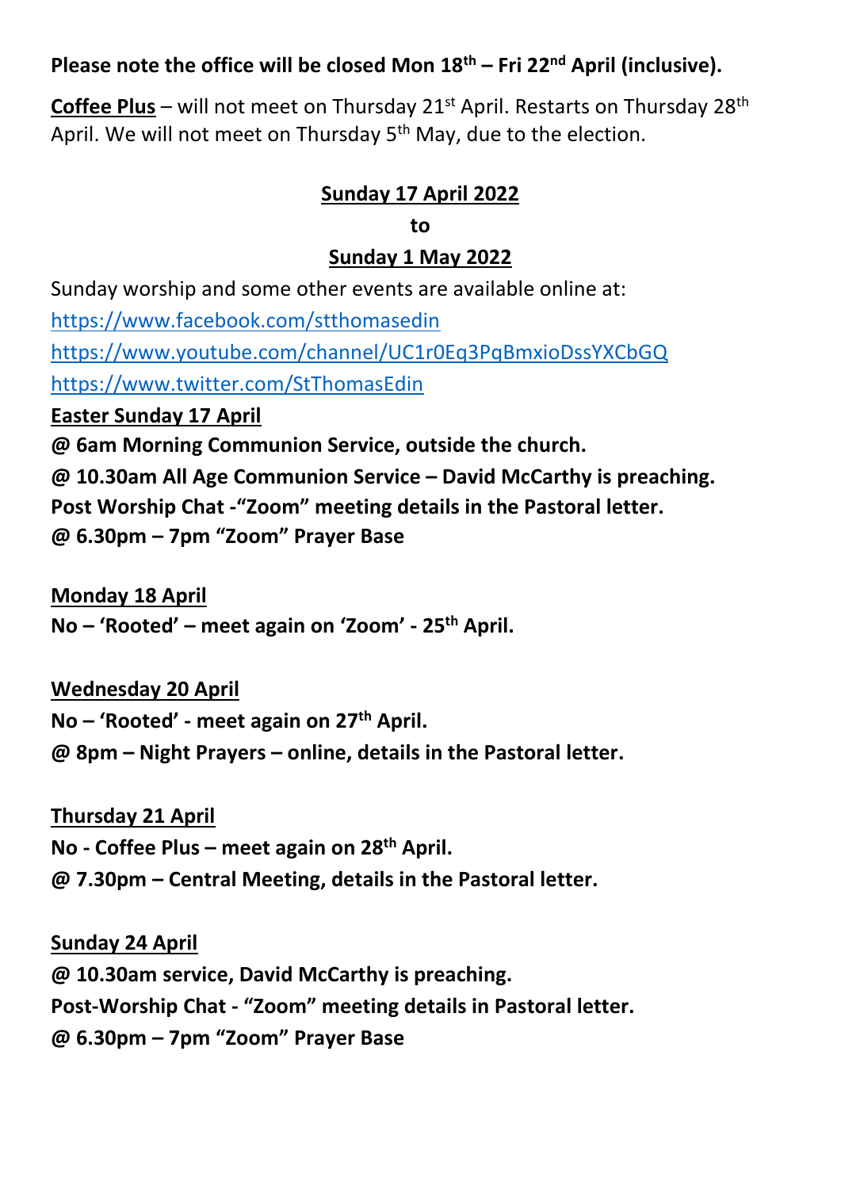**Please note the office will be closed Mon 18th – Fri 22nd April (inclusive).**

**Coffee Plus** – will not meet on Thursday 21st April. Restarts on Thursday 28th April. We will not meet on Thursday 5th May, due to the election.

**Sunday 17 April 2022**

**to**

**Sunday 1 May 2022**

Sunday worship and some other events are available online at:

https://www.facebook.com/stthomasedin

https://www.youtube.com/channel/UC1r0Eq3PqBmxioDssYXCbGQ

https://www.twitter.com/StThomasEdin

**Easter Sunday 17 April**

**@ 6am Morning Communion Service, outside the church.**

**@ 10.30am All Age Communion Service – David McCarthy is preaching.**

**Post Worship Chat -"Zoom" meeting details in the Pastoral letter.**

**@ 6.30pm – 7pm "Zoom" Prayer Base**

**Monday 18 April**

**No – 'Rooted' – meet again on 'Zoom' - 25th April.**

**Wednesday 20 April**

**No – 'Rooted' - meet again on 27th April.**

**@ 8pm – Night Prayers – online, details in the Pastoral letter.**

**Thursday 21 April**

**No - Coffee Plus – meet again on 28th April.**

**@ 7.30pm – Central Meeting, details in the Pastoral letter.**

**Sunday 24 April**

**@ 10.30am service, David McCarthy is preaching.**

**Post-Worship Chat - "Zoom" meeting details in Pastoral letter.**

**@ 6.30pm – 7pm "Zoom" Prayer Base**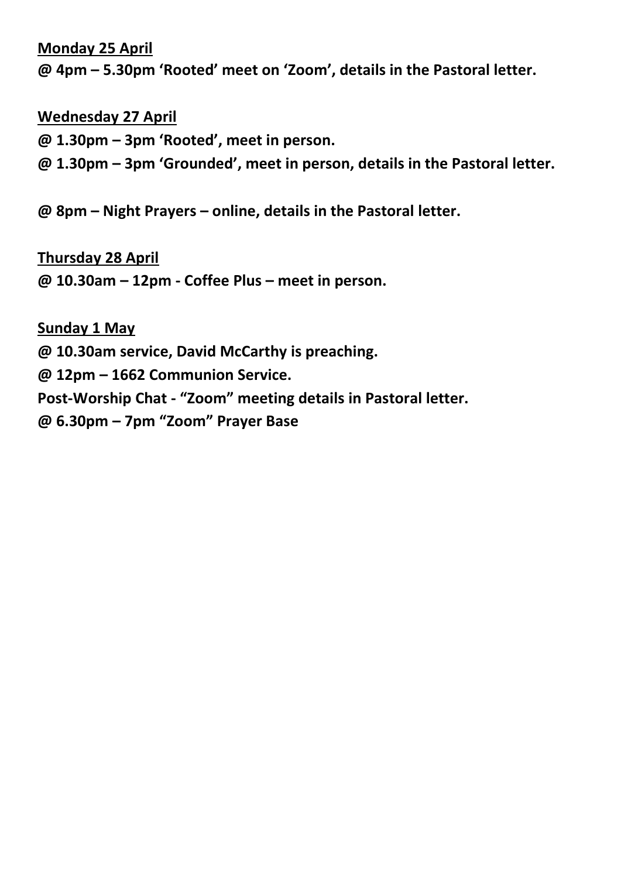**<u>Monday 25 April</u>**

**@ 4pm – 5.30pm 'Rooted' meet on 'Zoom', details in the Pastoral letter.**

**<u>Wednesday 27 April</u>**

**@ 1.30pm – 3pm 'Rooted', meet in person.**

**@ 1.30pm – 3pm 'Grounded', meet in person, details in the Pastoral letter.**

**@ 8pm – Night Prayers – online, details in the Pastoral letter.**

**<u>Thursday 28 April</u>**

**@ 10.30am – 12pm - Coffee Plus – meet in person.**

**<u>Sunday 1 May</u>**

**@ 10.30am service, David McCarthy is preaching.**

**@ 12pm – 1662 Communion Service.**

**Post-Worship Chat - "Zoom" meeting details in Pastoral letter.**

**@ 6.30pm – 7pm "Zoom" Prayer Base**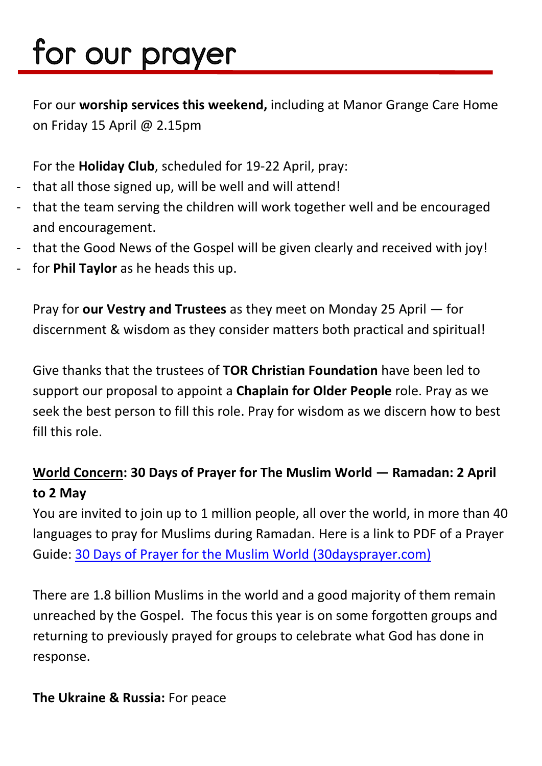# for our prayer

For our **worship services this weekend,** including at Manor Grange Care Home on Friday 15 April @ 2.15pm

For the **Holiday Club**, scheduled for 19-22 April, pray:

- that all those signed up, will be well and will attend!
- that the team serving the children will work together well and be encouraged and encouragement.
- that the Good News of the Gospel will be given clearly and received with joy!
- for **Phil Taylor** as he heads this up.

Pray for **our Vestry and Trustees** as they meet on Monday 25 April — for discernment & wisdom as they consider matters both practical and spiritual!

Give thanks that the trustees of **TOR Christian Foundation** have been led to support our proposal to appoint a **Chaplain for Older People** role. Pray as we seek the best person to fill this role. Pray for wisdom as we discern how to best fill this role.

**<u>World Concern</u>: 30 Days of Prayer for The Muslim World — Ramadan: 2 April to 2 May**

You are invited to join up to 1 million people, all over the world, in more than 40 languages to pray for Muslims during Ramadan. Here is a link to PDF of a Prayer Guide: [30 Days of Prayer for the Muslim World (30daysprayer.com)]

There are 1.8 billion Muslims in the world and a good majority of them remain unreached by the Gospel. The focus this year is on some forgotten groups and returning to previously prayed for groups to celebrate what God has done in response.

**The Ukraine & Russia:** For peace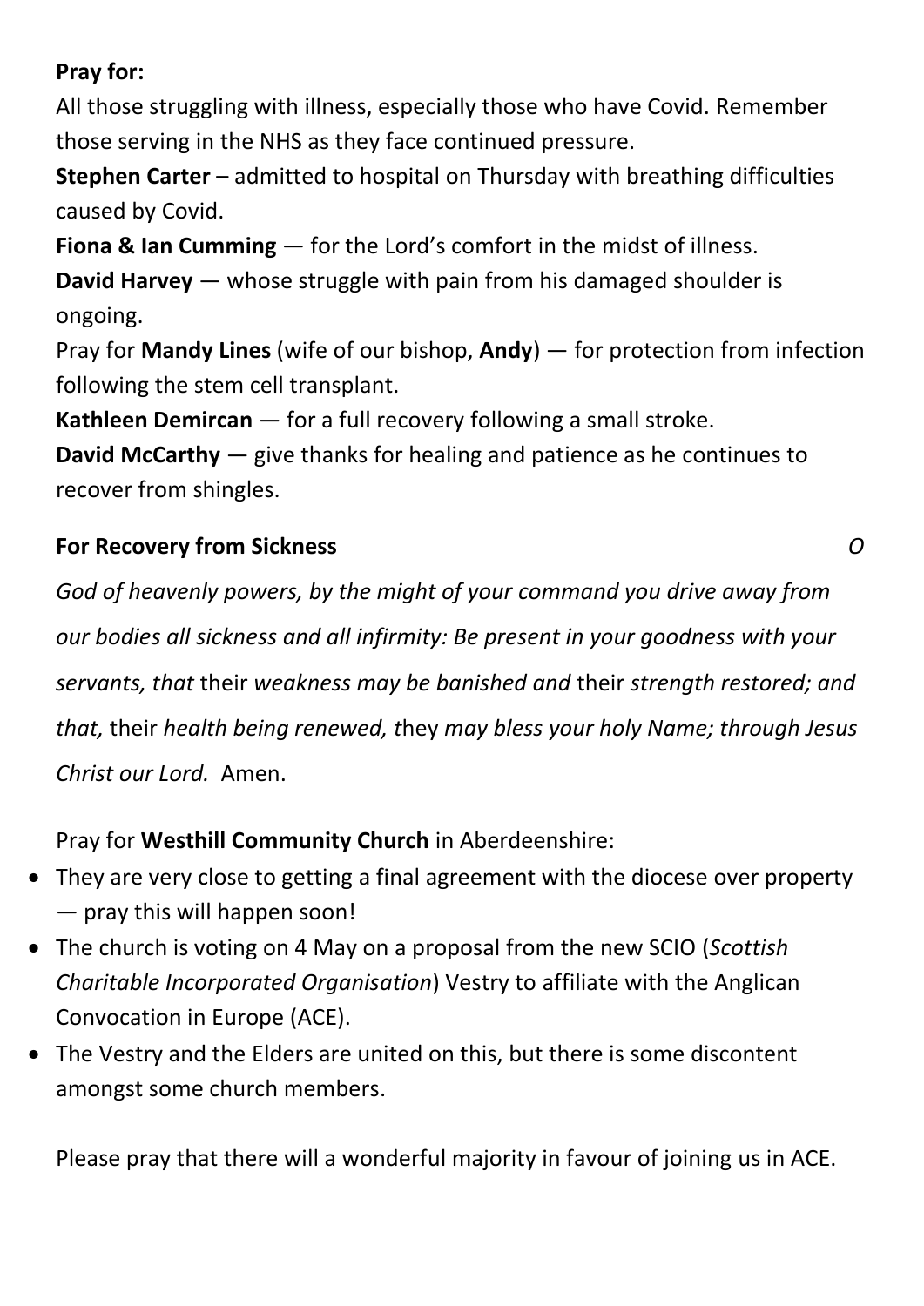**Pray for:**

All those struggling with illness, especially those who have Covid. Remember those serving in the NHS as they face continued pressure.

**Stephen Carter** – admitted to hospital on Thursday with breathing difficulties caused by Covid.

**Fiona & Ian Cumming** — for the Lord's comfort in the midst of illness.

**David Harvey** — whose struggle with pain from his damaged shoulder is ongoing.

Pray for **Mandy Lines** (wife of our bishop, **Andy**) — for protection from infection following the stem cell transplant.

**Kathleen Demircan** — for a full recovery following a small stroke.

**David McCarthy** — give thanks for healing and patience as he continues to recover from shingles.

**For Recovery from Sickness**

*O God of heavenly powers, by the might of your command you drive away from our bodies all sickness and all infirmity: Be present in your goodness with your servants, that* their *weakness may be banished and* their *strength restored; and that,* their *health being renewed, t*hey *may bless your holy Name; through Jesus Christ our Lord.* Amen.

Pray for **Westhill Community Church** in Aberdeenshire:

- They are very close to getting a final agreement with the diocese over property — pray this will happen soon!
- The church is voting on 4 May on a proposal from the new SCIO (*Scottish Charitable Incorporated Organisation*) Vestry to affiliate with the Anglican Convocation in Europe (ACE).
- The Vestry and the Elders are united on this, but there is some discontent amongst some church members.

Please pray that there will a wonderful majority in favour of joining us in ACE.